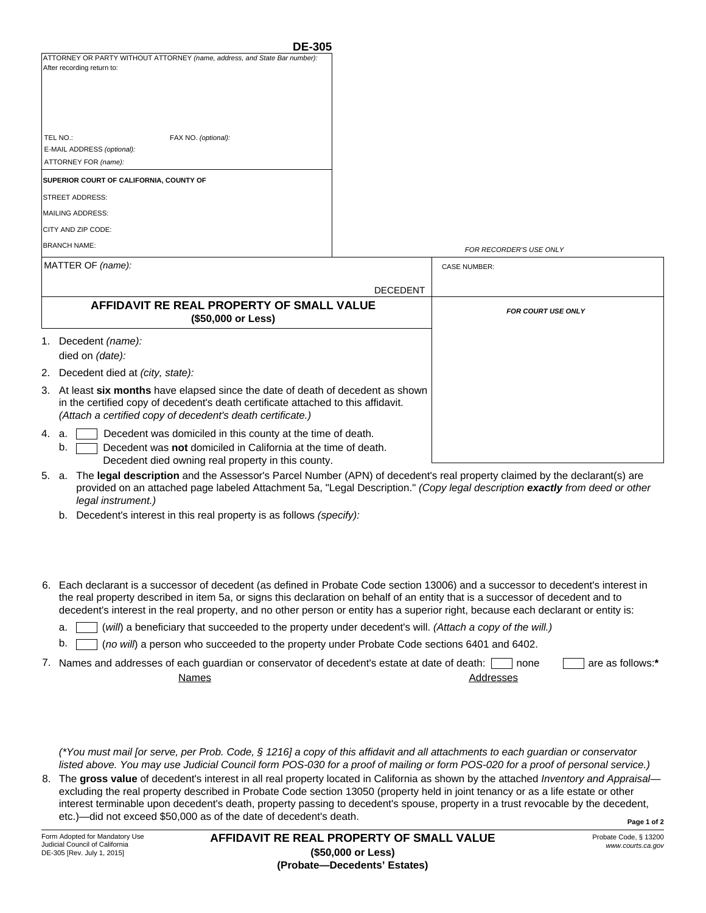DE-305

ATTORNEY OR PARTY WITHOUT ATTORNEY *(name, address, and State Bar number):*
After recording return to:

TEL NO.: FAX NO. *(optional):*
E-MAIL ADDRESS *(optional):*
ATTORNEY FOR *(name):*

**SUPERIOR COURT OF CALIFORNIA, COUNTY OF**

STREET ADDRESS:

MAILING ADDRESS:

CITY AND ZIP CODE:

BRANCH NAME:

*FOR RECORDER'S USE ONLY*

MATTER OF *(name):*

DECEDENT

CASE NUMBER:

## AFFIDAVIT RE REAL PROPERTY OF SMALL VALUE
**($50,000 or Less)**

***FOR COURT USE ONLY***

1. Decedent *(name):*
   died on *(date):*
2. Decedent died at *(city, state):*
3. At least **six months** have elapsed since the date of death of decedent as shown in the certified copy of decedent's death certificate attached to this affidavit. *(Attach a certified copy of decedent's death certificate.)*
4. a. ☐ Decedent was domiciled in this county at the time of death.
   b. ☐ Decedent was **not** domiciled in California at the time of death. Decedent died owning real property in this county.
5. a. The **legal description** and the Assessor's Parcel Number (APN) of decedent's real property claimed by the declarant(s) are provided on an attached page labeled Attachment 5a, "Legal Description." *(Copy legal description **exactly** from deed or other legal instrument.)*
   b. Decedent's interest in this real property is as follows *(specify):*
6. Each declarant is a successor of decedent (as defined in Probate Code section 13006) and a successor to decedent's interest in the real property described in item 5a, or signs this declaration on behalf of an entity that is a successor of decedent and to decedent's interest in the real property, and no other person or entity has a superior right, because each declarant or entity is:
   a. ☐ (*will*) a beneficiary that succeeded to the property under decedent's will. *(Attach a copy of the will.)*
   b. ☐ (*no will*) a person who succeeded to the property under Probate Code sections 6401 and 6402.
7. Names and addresses of each guardian or conservator of decedent's estate at date of death: ☐ none ☐ are as follows:**\***

   Names | Addresses

   *(\*You must mail [or serve, per Prob. Code, § 1216] a copy of this affidavit and all attachments to each guardian or conservator listed above. You may use Judicial Council form POS-030 for a proof of mailing or form POS-020 for a proof of personal service.)*
8. The **gross value** of decedent's interest in all real property located in California as shown by the attached *Inventory and Appraisal*—excluding the real property described in Probate Code section 13050 (property held in joint tenancy or as a life estate or other interest terminable upon decedent's death, property passing to decedent's spouse, property in a trust revocable by the decedent, etc.)—did not exceed $50,000 as of the date of decedent's death.

Form Adopted for Mandatory Use
Judicial Council of California
DE-305 [Rev. July 1, 2015]

**AFFIDAVIT RE REAL PROPERTY OF SMALL VALUE**
**($50,000 or Less)**
**(Probate—Decedents' Estates)**

Probate Code, § 13200
*www.courts.ca.gov*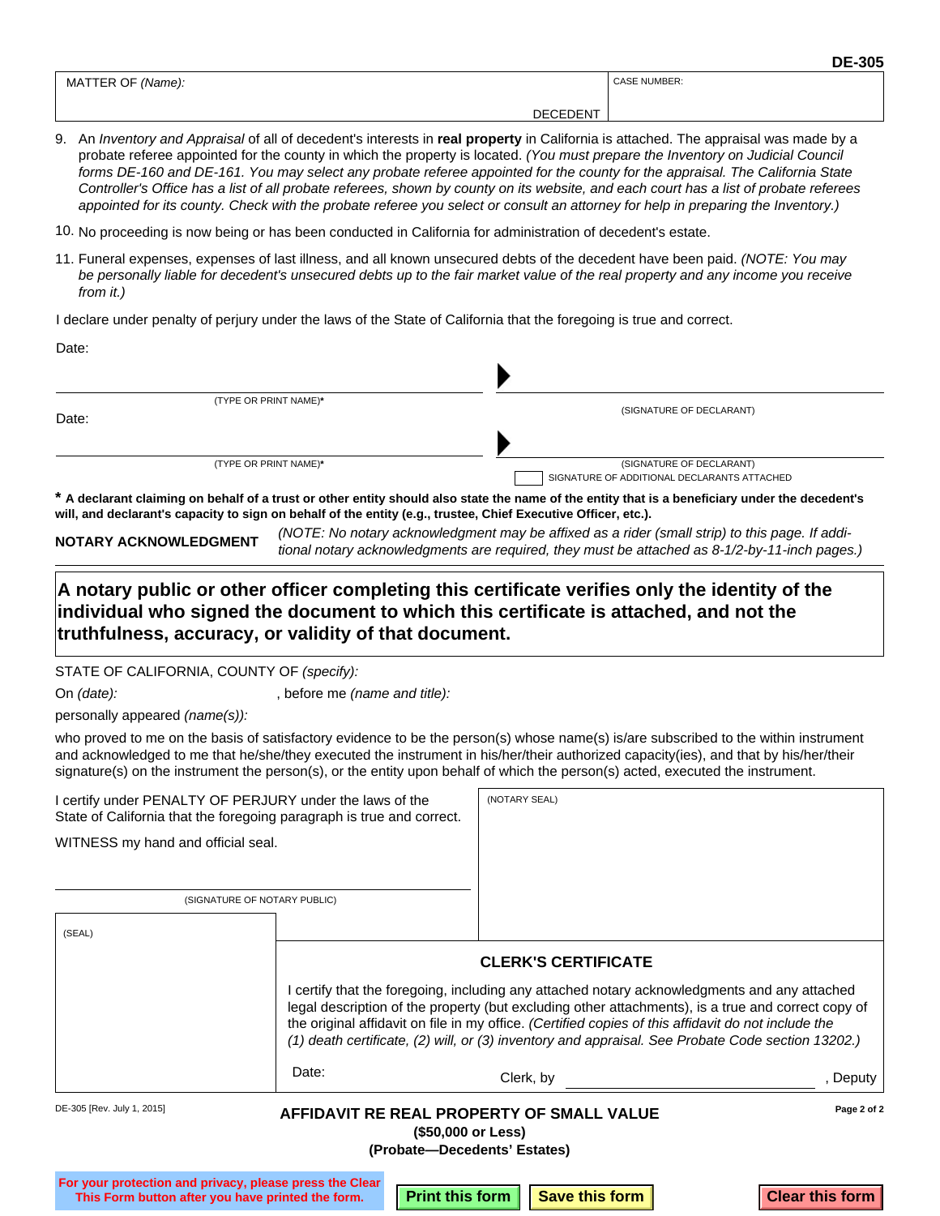DE-305

| MATTER OF *(Name):* DECEDENT | CASE NUMBER: |
|---|---|

9. An *Inventory and Appraisal* of all of decedent's interests in **real property** in California is attached. The appraisal was made by a probate referee appointed for the county in which the property is located. *(You must prepare the Inventory on Judicial Council forms DE-160 and DE-161. You may select any probate referee appointed for the county for the appraisal. The California State Controller's Office has a list of all probate referees, shown by county on its website, and each court has a list of probate referees appointed for its county. Check with the probate referee you select or consult an attorney for help in preparing the Inventory.)*

10. No proceeding is now being or has been conducted in California for administration of decedent's estate.

11. Funeral expenses, expenses of last illness, and all known unsecured debts of the decedent have been paid. *(NOTE: You may be personally liable for decedent's unsecured debts up to the fair market value of the real property and any income you receive from it.)*

I declare under penalty of perjury under the laws of the State of California that the foregoing is true and correct.

Date:

(TYPE OR PRINT NAME)* ▶ (SIGNATURE OF DECLARANT)

Date:

(TYPE OR PRINT NAME)* ▶ (SIGNATURE OF DECLARANT)

☐ SIGNATURE OF ADDITIONAL DECLARANTS ATTACHED

**\* A declarant claiming on behalf of a trust or other entity should also state the name of the entity that is a beneficiary under the decedent's will, and declarant's capacity to sign on behalf of the entity (e.g., trustee, Chief Executive Officer, etc.).**

**NOTARY ACKNOWLEDGMENT** *(NOTE: No notary acknowledgment may be affixed as a rider (small strip) to this page. If additional notary acknowledgments are required, they must be attached as 8-1/2-by-11-inch pages.)*

**A notary public or other officer completing this certificate verifies only the identity of the individual who signed the document to which this certificate is attached, and not the truthfulness, accuracy, or validity of that document.**

STATE OF CALIFORNIA, COUNTY OF *(specify):*

On *(date):* , before me *(name and title):*

personally appeared *(name(s)):*

who proved to me on the basis of satisfactory evidence to be the person(s) whose name(s) is/are subscribed to the within instrument and acknowledged to me that he/she/they executed the instrument in his/her/their authorized capacity(ies), and that by his/her/their signature(s) on the instrument the person(s), or the entity upon behalf of which the person(s) acted, executed the instrument.

I certify under PENALTY OF PERJURY under the laws of the State of California that the foregoing paragraph is true and correct.

WITNESS my hand and official seal.

(SIGNATURE OF NOTARY PUBLIC)

(NOTARY SEAL)

(SEAL)

## CLERK'S CERTIFICATE

I certify that the foregoing, including any attached notary acknowledgments and any attached legal description of the property (but excluding other attachments), is a true and correct copy of the original affidavit on file in my office. *(Certified copies of this affidavit do not include the (1) death certificate, (2) will, or (3) inventory and appraisal. See Probate Code section 13202.)*

Date: Clerk, by \_\_\_\_\_\_\_\_\_\_\_\_\_\_\_\_\_\_\_\_, Deputy

DE-305 [Rev. July 1, 2015]

**AFFIDAVIT RE REAL PROPERTY OF SMALL VALUE**
**($50,000 or Less)**
**(Probate—Decedents' Estates)**

For your protection and privacy, please press the Clear This Form button after you have printed the form.

Print this form | Save this form | Clear this form